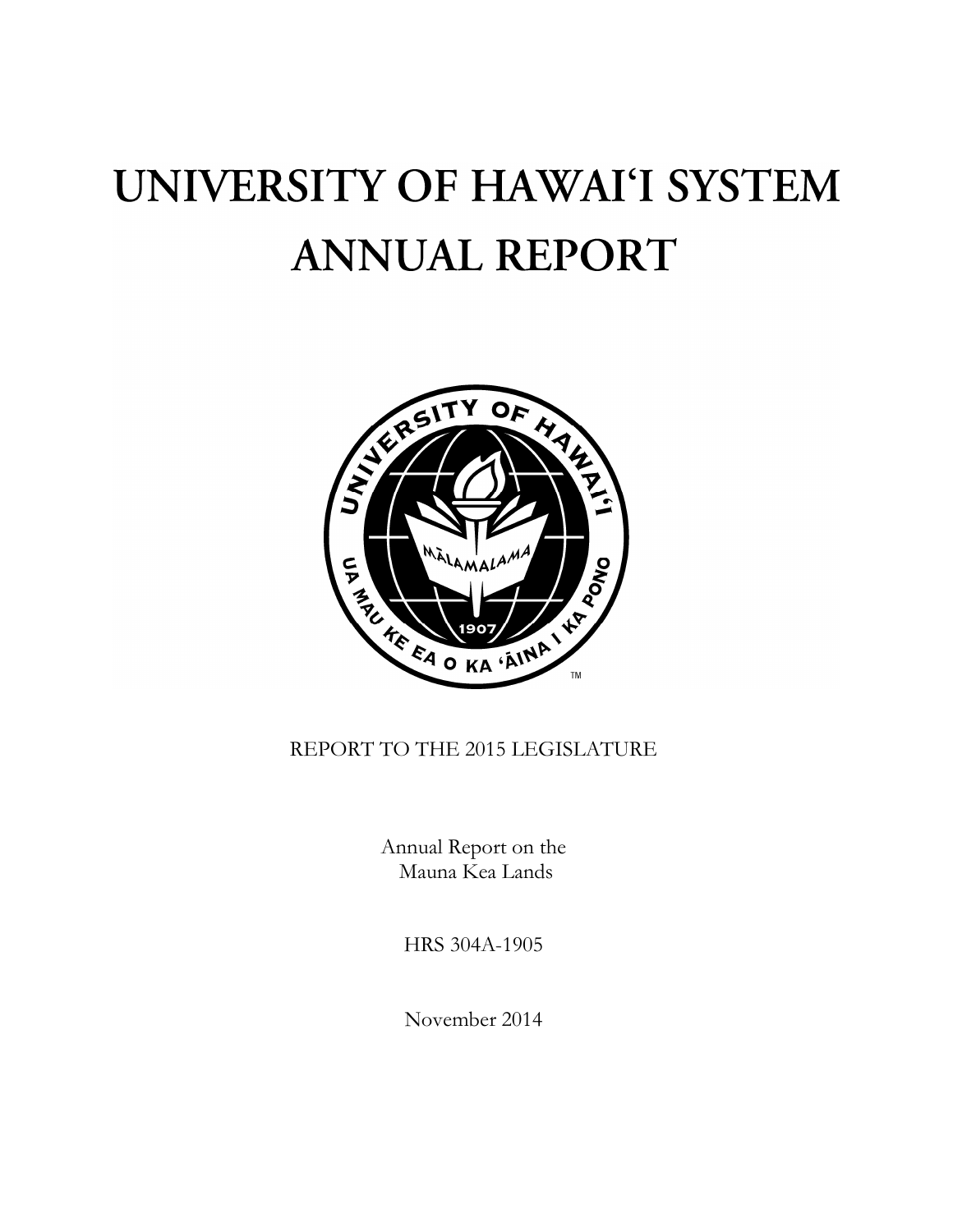# UNIVERSITY OF HAWAI'I SYSTEM ANNUAL REPORT

REPORT TO THE 2015 LEGISLATURE

Annual Report on the Mauna Kea Lands

HRS 304A-1905

November 2014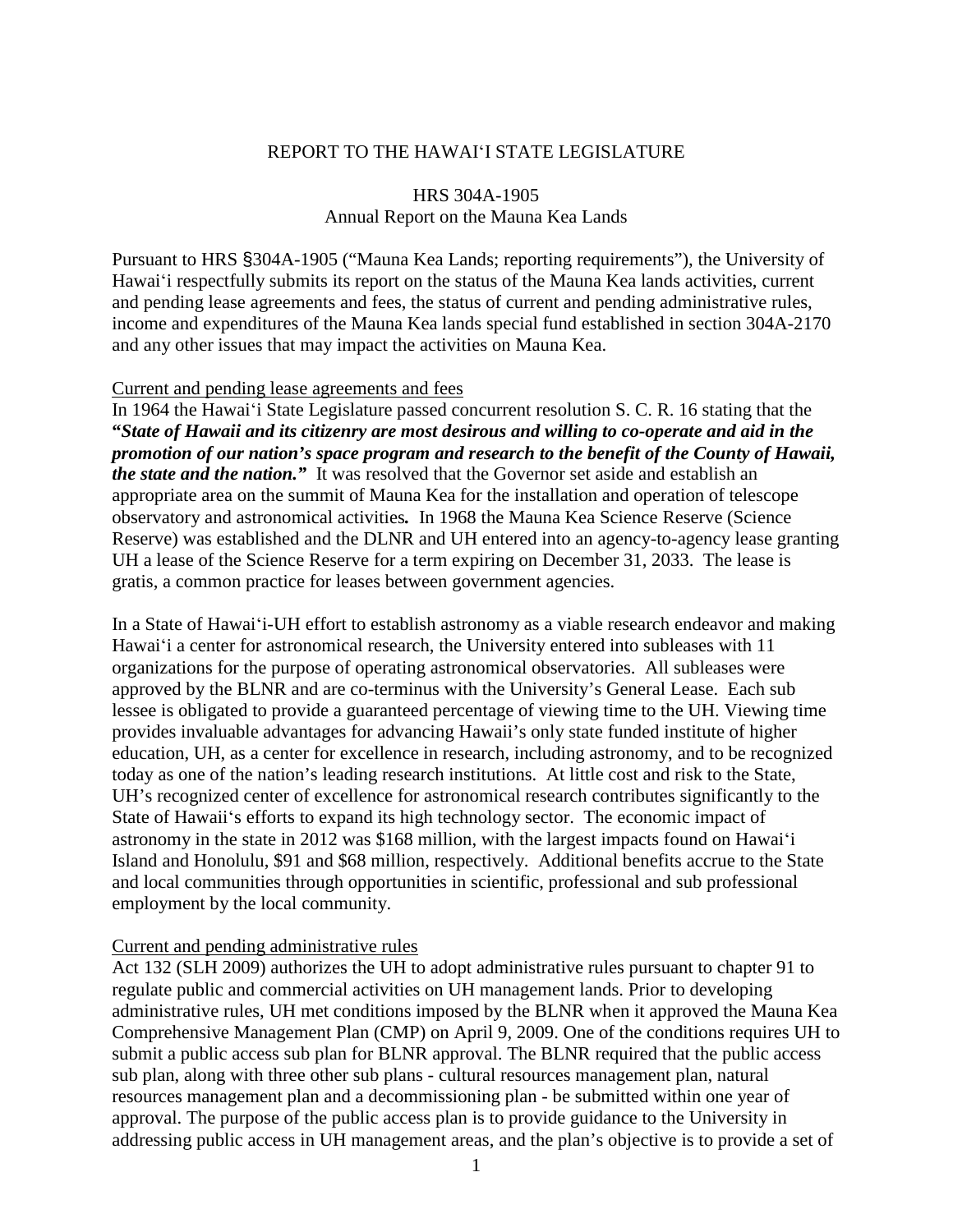REPORT TO THE HAWAIʻI STATE LEGISLATURE

HRS 304A-1905
Annual Report on the Mauna Kea Lands

Pursuant to HRS §304A-1905 ("Mauna Kea Lands; reporting requirements"), the University of Hawaiʻi respectfully submits its report on the status of the Mauna Kea lands activities, current and pending lease agreements and fees, the status of current and pending administrative rules, income and expenditures of the Mauna Kea lands special fund established in section 304A-2170 and any other issues that may impact the activities on Mauna Kea.

Current and pending lease agreements and fees

In 1964 the Hawaiʻi State Legislature passed concurrent resolution S. C. R. 16 stating that the ***"State of Hawaii and its citizenry are most desirous and willing to co-operate and aid in the promotion of our nation's space program and research to the benefit of the County of Hawaii, the state and the nation."*** It was resolved that the Governor set aside and establish an appropriate area on the summit of Mauna Kea for the installation and operation of telescope observatory and astronomical activities***.*** In 1968 the Mauna Kea Science Reserve (Science Reserve) was established and the DLNR and UH entered into an agency-to-agency lease granting UH a lease of the Science Reserve for a term expiring on December 31, 2033. The lease is gratis, a common practice for leases between government agencies.

In a State of Hawaiʻi-UH effort to establish astronomy as a viable research endeavor and making Hawaiʻi a center for astronomical research, the University entered into subleases with 11 organizations for the purpose of operating astronomical observatories. All subleases were approved by the BLNR and are co-terminus with the University's General Lease. Each sub lessee is obligated to provide a guaranteed percentage of viewing time to the UH. Viewing time provides invaluable advantages for advancing Hawaii's only state funded institute of higher education, UH, as a center for excellence in research, including astronomy, and to be recognized today as one of the nation's leading research institutions. At little cost and risk to the State, UH's recognized center of excellence for astronomical research contributes significantly to the State of Hawaii's efforts to expand its high technology sector. The economic impact of astronomy in the state in 2012 was $168 million, with the largest impacts found on Hawaiʻi Island and Honolulu, $91 and $68 million, respectively. Additional benefits accrue to the State and local communities through opportunities in scientific, professional and sub professional employment by the local community.

Current and pending administrative rules

Act 132 (SLH 2009) authorizes the UH to adopt administrative rules pursuant to chapter 91 to regulate public and commercial activities on UH management lands. Prior to developing administrative rules, UH met conditions imposed by the BLNR when it approved the Mauna Kea Comprehensive Management Plan (CMP) on April 9, 2009. One of the conditions requires UH to submit a public access sub plan for BLNR approval. The BLNR required that the public access sub plan, along with three other sub plans - cultural resources management plan, natural resources management plan and a decommissioning plan - be submitted within one year of approval. The purpose of the public access plan is to provide guidance to the University in addressing public access in UH management areas, and the plan's objective is to provide a set of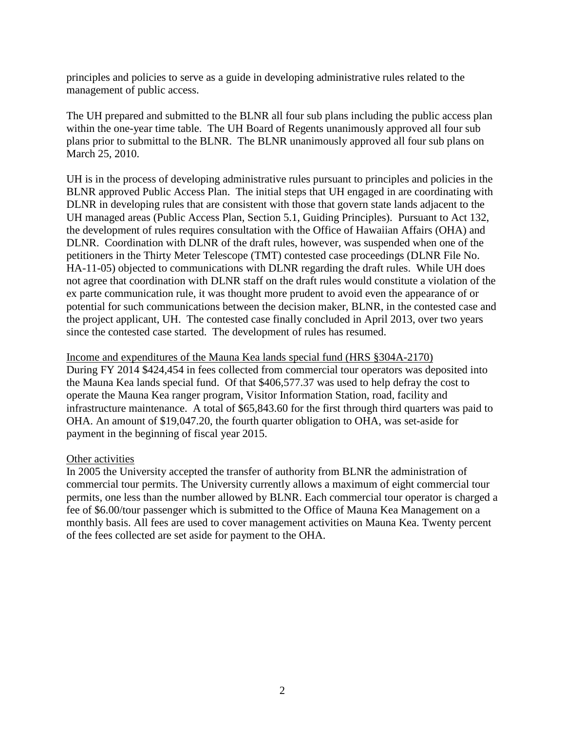principles and policies to serve as a guide in developing administrative rules related to the management of public access.

The UH prepared and submitted to the BLNR all four sub plans including the public access plan within the one-year time table. The UH Board of Regents unanimously approved all four sub plans prior to submittal to the BLNR. The BLNR unanimously approved all four sub plans on March 25, 2010.

UH is in the process of developing administrative rules pursuant to principles and policies in the BLNR approved Public Access Plan. The initial steps that UH engaged in are coordinating with DLNR in developing rules that are consistent with those that govern state lands adjacent to the UH managed areas (Public Access Plan, Section 5.1, Guiding Principles). Pursuant to Act 132, the development of rules requires consultation with the Office of Hawaiian Affairs (OHA) and DLNR. Coordination with DLNR of the draft rules, however, was suspended when one of the petitioners in the Thirty Meter Telescope (TMT) contested case proceedings (DLNR File No. HA-11-05) objected to communications with DLNR regarding the draft rules. While UH does not agree that coordination with DLNR staff on the draft rules would constitute a violation of the ex parte communication rule, it was thought more prudent to avoid even the appearance of or potential for such communications between the decision maker, BLNR, in the contested case and the project applicant, UH. The contested case finally concluded in April 2013, over two years since the contested case started. The development of rules has resumed.

<u>Income and expenditures of the Mauna Kea lands special fund (HRS §304A-2170)</u>

During FY 2014 $424,454 in fees collected from commercial tour operators was deposited into the Mauna Kea lands special fund. Of that $406,577.37 was used to help defray the cost to operate the Mauna Kea ranger program, Visitor Information Station, road, facility and infrastructure maintenance. A total of $65,843.60 for the first through third quarters was paid to OHA. An amount of $19,047.20, the fourth quarter obligation to OHA, was set-aside for payment in the beginning of fiscal year 2015.

<u>Other activities</u>

In 2005 the University accepted the transfer of authority from BLNR the administration of commercial tour permits. The University currently allows a maximum of eight commercial tour permits, one less than the number allowed by BLNR. Each commercial tour operator is charged a fee of $6.00/tour passenger which is submitted to the Office of Mauna Kea Management on a monthly basis. All fees are used to cover management activities on Mauna Kea. Twenty percent of the fees collected are set aside for payment to the OHA.